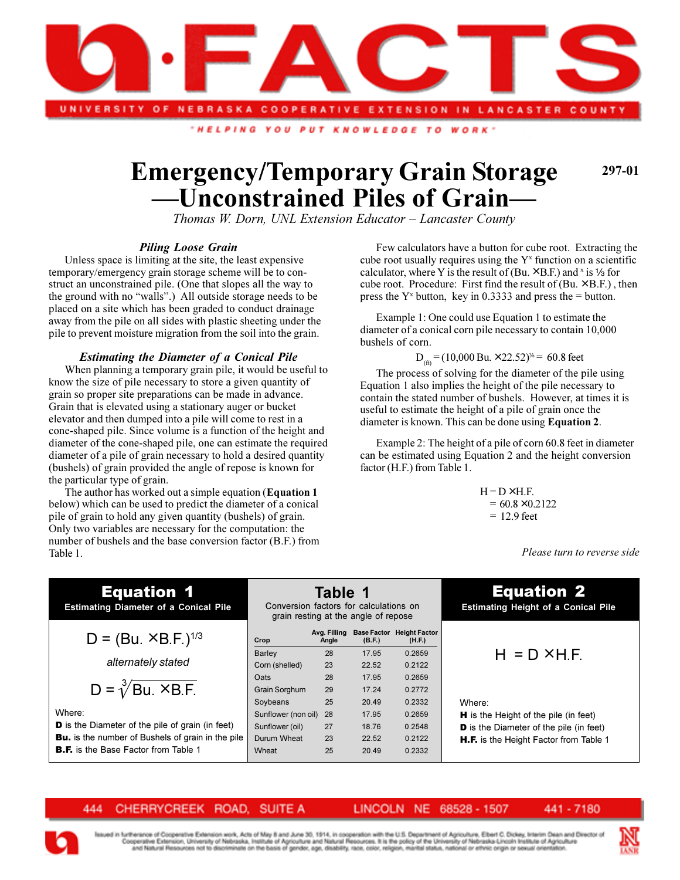# Emergency/Temporary Grain Storage —Unconstrained Piles of Grain—

**297-01**

*Thomas W. Dorn, UNL Extension Educator – Lancaster County*

### *Piling Loose Grain*

Unless space is limiting at the site, the least expensive temporary/emergency grain storage scheme will be to construct an unconstrained pile. (One that slopes all the way to the ground with no "walls".) All outside storage needs to be placed on a site which has been graded to conduct drainage away from the pile on all sides with plastic sheeting under the pile to prevent moisture migration from the soil into the grain.

### *Estimating the Diameter of a Conical Pile*

When planning a temporary grain pile, it would be useful to know the size of pile necessary to store a given quantity of grain so proper site preparations can be made in advance. Grain that is elevated using a stationary auger or bucket elevator and then dumped into a pile will come to rest in a cone-shaped pile. Since volume is a function of the height and diameter of the cone-shaped pile, one can estimate the required diameter of a pile of grain necessary to hold a desired quantity (bushels) of grain provided the angle of repose is known for the particular type of grain.

The author has worked out a simple equation (**Equation 1** below) which can be used to predict the diameter of a conical pile of grain to hold any given quantity (bushels) of grain. Only two variables are necessary for the computation: the number of bushels and the base conversion factor (B.F.) from Table 1.

Few calculators have a button for cube root. Extracting the cube root usually requires using the $Y^x$ function on a scientific calculator, where Y is the result of (Bu. × B.F.) and $^x$ is ⅓ for cube root. Procedure: First find the result of (Bu. × B.F.) , then press the $Y^x$ button, key in 0.3333 and press the = button.

Example 1: One could use Equation 1 to estimate the diameter of a conical corn pile necessary to contain 10,000 bushels of corn.

$$D_{(ft)} = (10{,}000 \text{ Bu.} \times 22.52)^{1/3} = 60.8 \text{ feet}$$

The process of solving for the diameter of the pile using Equation 1 also implies the height of the pile necessary to contain the stated number of bushels. However, at times it is useful to estimate the height of a pile of grain once the diameter is known. This can be done using **Equation 2**.

Example 2: The height of a pile of corn 60.8 feet in diameter can be estimated using Equation 2 and the height conversion factor (H.F.) from Table 1.

$$\begin{aligned} H &= D \times H.F. \\ &= 60.8 \times 0.2122 \\ &= 12.9 \text{ feet} \end{aligned}$$

*Please turn to reverse side*

## Equation 1

**Estimating Diameter of a Conical Pile**

$$D = (\text{Bu.} \times \text{B.F.})^{1/3}$$

*alternately stated*

$$D = \sqrt[3]{\text{Bu.} \times \text{B.F.}}$$

Where:

**D** is the Diameter of the pile of grain (in feet)
**Bu.** is the number of Bushels of grain in the pile
**B.F.** is the Base Factor from Table 1

## Table 1

Conversion factors for calculations on grain resting at the angle of repose

| Crop | Avg. Filling Angle | Base Factor (B.F.) | Height Factor (H.F.) |
|---|---|---|---|
| Barley | 28 | 17.95 | 0.2659 |
| Corn (shelled) | 23 | 22.52 | 0.2122 |
| Oats | 28 | 17.95 | 0.2659 |
| Grain Sorghum | 29 | 17.24 | 0.2772 |
| Soybeans | 25 | 20.49 | 0.2332 |
| Sunflower (non oil) | 28 | 17.95 | 0.2659 |
| Sunflower (oil) | 27 | 18.76 | 0.2548 |
| Durum Wheat | 23 | 22.52 | 0.2122 |
| Wheat | 25 | 20.49 | 0.2332 |

## Equation 2

**Estimating Height of a Conical Pile**

$$H = D \times H.F.$$

Where:

**H** is the Height of the pile (in feet)
**D** is the Diameter of the pile (in feet)
**H.F.** is the Height Factor from Table 1

444 CHERRYCREEK ROAD, SUITE A LINCOLN NE 68528 - 1507 441 - 7180

Issued in furtherance of Cooperative Extension work, Acts of May 8 and June 30, 1914, in cooperation with the U.S. Department of Agriculture, Elbert C. Dickey, Interim Dean and Director of Cooperative Extension, University of Nebraska, Institute of Agriculture and Natural Resources. It is the policy of the University of Nebraska-Lincoln Institute of Agriculture and Natural Resources not to discriminate on the basis of gender, age, disability, race, color, religion, marital status, national or ethnic origin or sexual orientation.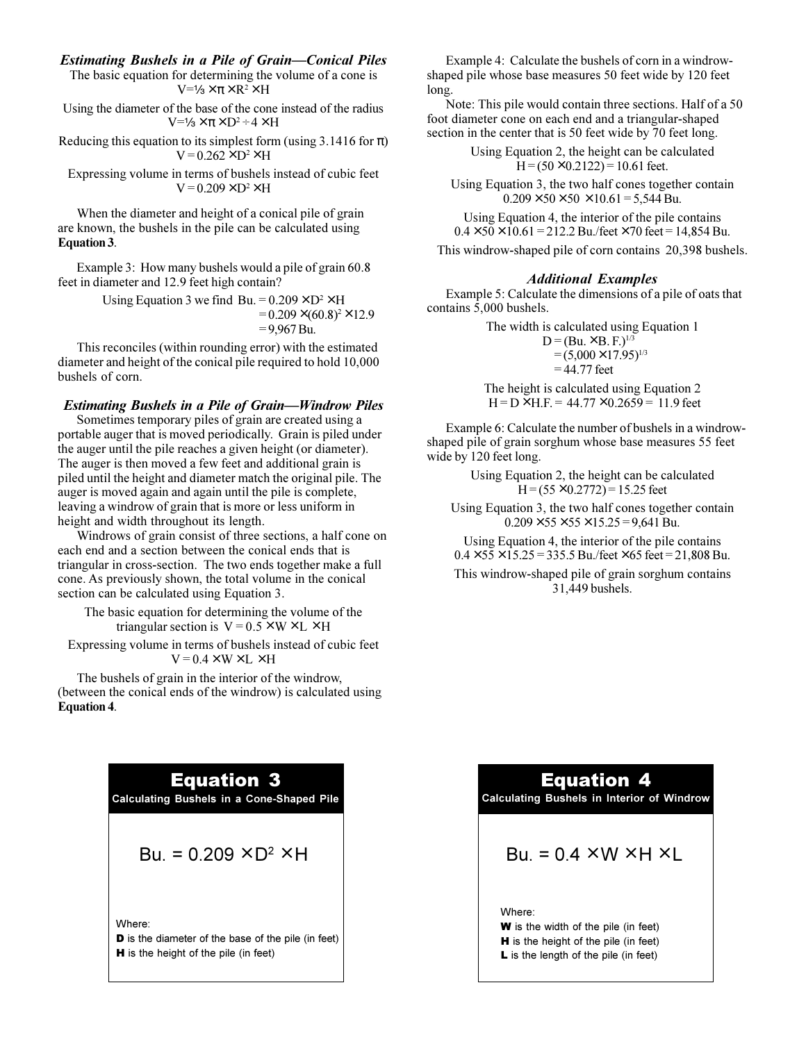### *Estimating Bushels in a Pile of Grain—Conical Piles*

The basic equation for determining the volume of a cone is

$$V = \frac{1}{3} \times \pi \times R^2 \times H$$

Using the diameter of the base of the cone instead of the radius

$$V = \frac{1}{3} \times \pi \times D^2 \div 4 \times H$$

Reducing this equation to its simplest form (using 3.1416 for $\pi$)

$$V = 0.262 \times D^2 \times H$$

Expressing volume in terms of bushels instead of cubic feet

$$V = 0.209 \times D^2 \times H$$

When the diameter and height of a conical pile of grain are known, the bushels in the pile can be calculated using **Equation 3**.

Example 3: How many bushels would a pile of grain 60.8 feet in diameter and 12.9 feet high contain?

Using Equation 3 we find

$$\text{Bu.} = 0.209 \times D^2 \times H = 0.209 \times (60.8)^2 \times 12.9 = 9{,}967 \text{ Bu.}$$

This reconciles (within rounding error) with the estimated diameter and height of the conical pile required to hold 10,000 bushels of corn.

### *Estimating Bushels in a Pile of Grain—Windrow Piles*

Sometimes temporary piles of grain are created using a portable auger that is moved periodically. Grain is piled under the auger until the pile reaches a given height (or diameter). The auger is then moved a few feet and additional grain is piled until the height and diameter match the original pile. The auger is moved again and again until the pile is complete, leaving a windrow of grain that is more or less uniform in height and width throughout its length.

Windrows of grain consist of three sections, a half cone on each end and a section between the conical ends that is triangular in cross-section. The two ends together make a full cone. As previously shown, the total volume in the conical section can be calculated using Equation 3.

The basic equation for determining the volume of the triangular section is $V = 0.5 \times W \times L \times H$

Expressing volume in terms of bushels instead of cubic feet

$$V = 0.4 \times W \times L \times H$$

The bushels of grain in the interior of the windrow, (between the conical ends of the windrow) is calculated using **Equation 4**.

Example 4: Calculate the bushels of corn in a windrow-shaped pile whose base measures 50 feet wide by 120 feet long.

Note: This pile would contain three sections. Half of a 50 foot diameter cone on each end and a triangular-shaped section in the center that is 50 feet wide by 70 feet long.

Using Equation 2, the height can be calculated

$$H = (50 \times 0.2122) = 10.61 \text{ feet.}$$

Using Equation 3, the two half cones together contain

$$0.209 \times 50 \times 50 \times 10.61 = 5{,}544 \text{ Bu.}$$

Using Equation 4, the interior of the pile contains

$$0.4 \times 50 \times 10.61 = 212.2 \text{ Bu./feet} \times 70 \text{ feet} = 14{,}854 \text{ Bu.}$$

This windrow-shaped pile of corn contains 20,398 bushels.

### *Additional Examples*

Example 5: Calculate the dimensions of a pile of oats that contains 5,000 bushels.

The width is calculated using Equation 1

$$D = (\text{Bu.} \times \text{B. F.})^{1/3} = (5{,}000 \times 17.95)^{1/3} = 44.77 \text{ feet}$$

The height is calculated using Equation 2

$$H = D \times \text{H.F.} = 44.77 \times 0.2659 = 11.9 \text{ feet}$$

Example 6: Calculate the number of bushels in a windrow-shaped pile of grain sorghum whose base measures 55 feet wide by 120 feet long.

Using Equation 2, the height can be calculated

$$H = (55 \times 0.2772) = 15.25 \text{ feet}$$

Using Equation 3, the two half cones together contain

$$0.209 \times 55 \times 55 \times 15.25 = 9{,}641 \text{ Bu.}$$

Using Equation 4, the interior of the pile contains

$$0.4 \times 55 \times 15.25 = 335.5 \text{ Bu./feet} \times 65 \text{ feet} = 21{,}808 \text{ Bu.}$$

This windrow-shaped pile of grain sorghum contains 31,449 bushels.

---

**Equation 3**

**Calculating Bushels in a Cone-Shaped Pile**

$$\text{Bu.} = 0.209 \times D^2 \times H$$

Where:
**D** is the diameter of the base of the pile (in feet)
**H** is the height of the pile (in feet)

---

**Equation 4**

**Calculating Bushels in Interior of Windrow**

$$\text{Bu.} = 0.4 \times W \times H \times L$$

Where:
**W** is the width of the pile (in feet)
**H** is the height of the pile (in feet)
**L** is the length of the pile (in feet)